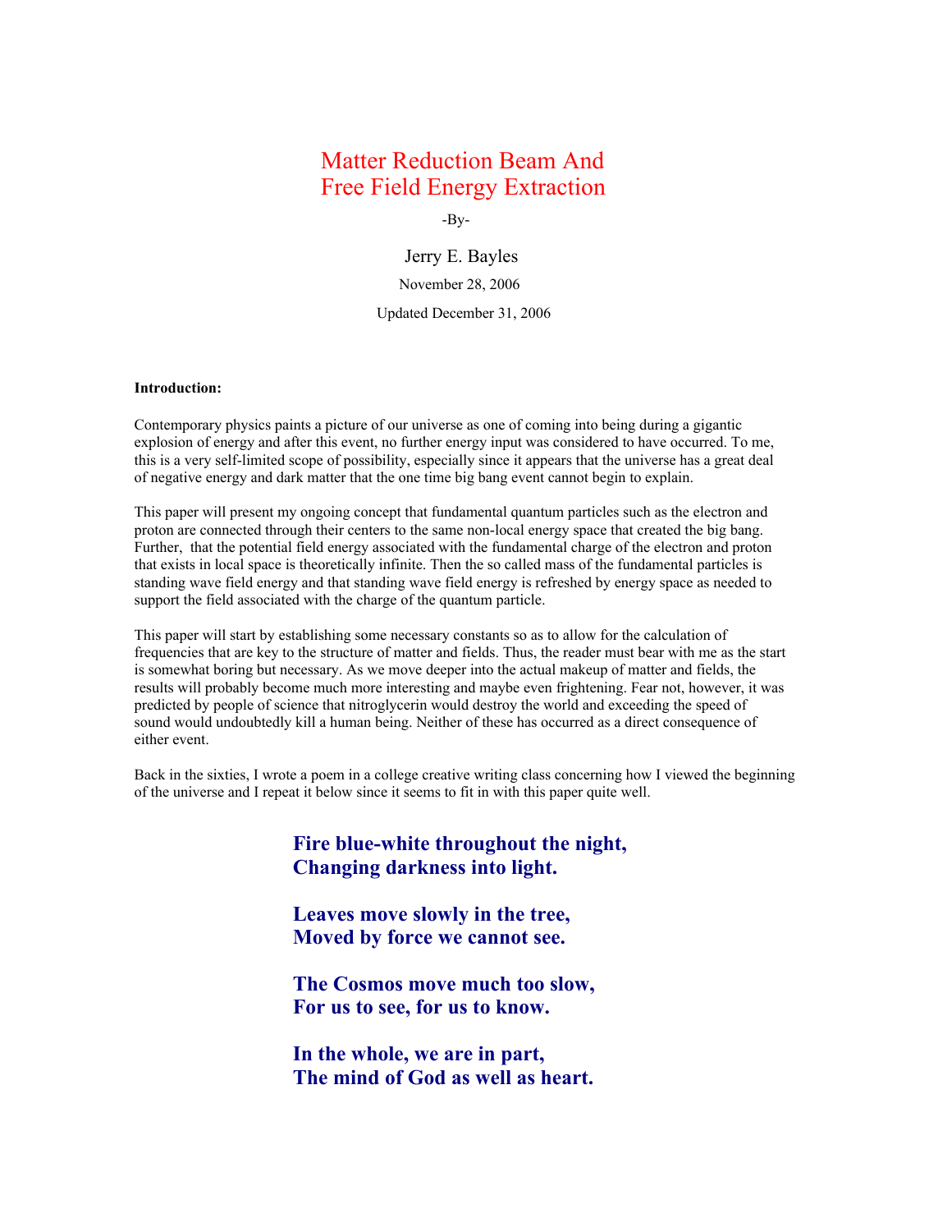# Matter Reduction Beam And Free Field Energy Extraction

-By-

Jerry E. Bayles

November 28, 2006

Updated December 31, 2006

**Introduction:**

Contemporary physics paints a picture of our universe as one of coming into being during a gigantic explosion of energy and after this event, no further energy input was considered to have occurred. To me, this is a very self-limited scope of possibility, especially since it appears that the universe has a great deal of negative energy and dark matter that the one time big bang event cannot begin to explain.

This paper will present my ongoing concept that fundamental quantum particles such as the electron and proton are connected through their centers to the same non-local energy space that created the big bang. Further, that the potential field energy associated with the fundamental charge of the electron and proton that exists in local space is theoretically infinite. Then the so called mass of the fundamental particles is standing wave field energy and that standing wave field energy is refreshed by energy space as needed to support the field associated with the charge of the quantum particle.

This paper will start by establishing some necessary constants so as to allow for the calculation of frequencies that are key to the structure of matter and fields. Thus, the reader must bear with me as the start is somewhat boring but necessary. As we move deeper into the actual makeup of matter and fields, the results will probably become much more interesting and maybe even frightening. Fear not, however, it was predicted by people of science that nitroglycerin would destroy the world and exceeding the speed of sound would undoubtedly kill a human being. Neither of these has occurred as a direct consequence of either event.

Back in the sixties, I wrote a poem in a college creative writing class concerning how I viewed the beginning of the universe and I repeat it below since it seems to fit in with this paper quite well.

**Fire blue-white throughout the night,**
**Changing darkness into light.**

**Leaves move slowly in the tree,**
**Moved by force we cannot see.**

**The Cosmos move much too slow,**
**For us to see, for us to know.**

**In the whole, we are in part,**
**The mind of God as well as heart.**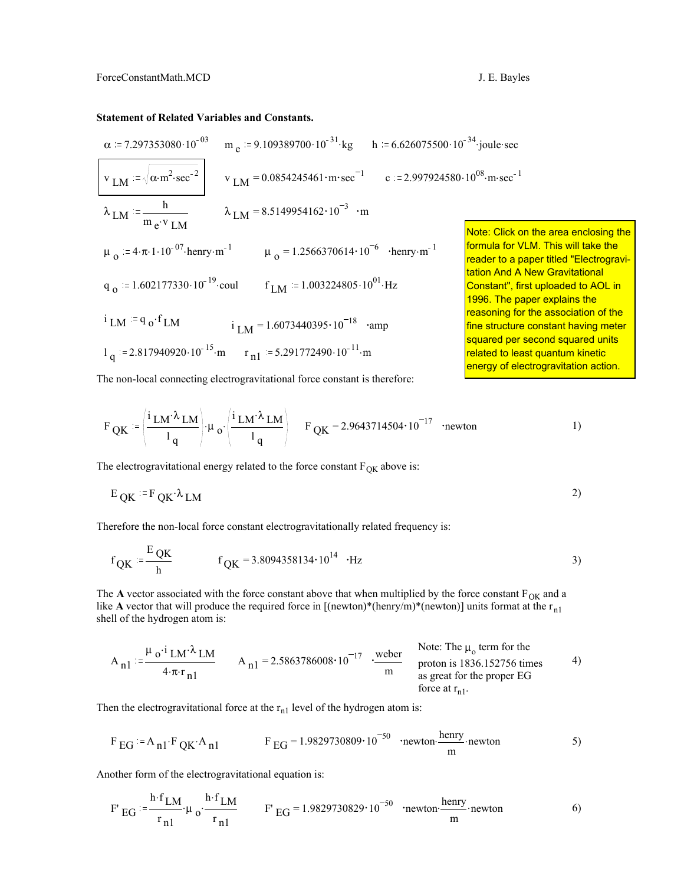ForceConstantMath.MCD J. E. Bayles

**Statement of Related Variables and Constants.**

$\alpha := 7.297353080\cdot 10^{-03}$ $\quad m_e := 9.109389700\cdot 10^{-31}\cdot kg$ $\quad h := 6.626075500\cdot 10^{-34}\cdot joule\cdot sec$

$v_{LM} := \sqrt{\alpha\cdot m^2\cdot sec^{-2}}$ $\quad v_{LM} = 0.0854245461\cdot m\cdot sec^{-1}$ $\quad c := 2.997924580\cdot 10^{08}\cdot m\cdot sec^{-1}$

$\lambda_{LM} := \dfrac{h}{m_e\cdot v_{LM}}$ $\quad \lambda_{LM} = 8.5149954162\cdot 10^{-3} \cdot m$

$\mu_o := 4\cdot\pi\cdot 1\cdot 10^{-07}\cdot henry\cdot m^{-1}$ $\quad \mu_o = 1.2566370614\cdot 10^{-6} \cdot henry\cdot m^{-1}$

$q_o := 1.602177330\cdot 10^{-19}\cdot coul$ $\quad f_{LM} := 1.003224805\cdot 10^{01}\cdot Hz$

$i_{LM} := q_o\cdot f_{LM}$ $\quad i_{LM} = 1.6073440395\cdot 10^{-18} \cdot amp$

$l_q := 2.817940920\cdot 10^{-15}\cdot m$ $\quad r_{n1} := 5.291772490\cdot 10^{-11}\cdot m$

Note: Click on the area enclosing the formula for VLM. This will take the reader to a paper titled "Electrogravitation And A New Gravitational Constant", first uploaded to AOL in 1996. The paper explains the reasoning for the association of the fine structure constant having meter squared per second squared units related to least quantum kinetic energy of electrogravitation action.

The non-local connecting electrogravitational force constant is therefore:

$$F_{QK} := \left(\frac{i_{LM}\cdot\lambda_{LM}}{l_q}\right)\cdot\mu_o\cdot\left(\frac{i_{LM}\cdot\lambda_{LM}}{l_q}\right) \qquad F_{QK} = 2.9643714504\cdot 10^{-17} \cdot newton \qquad 1)$$

The electrogravitational energy related to the force constant $F_{QK}$ above is:

$$E_{QK} := F_{QK}\cdot\lambda_{LM} \qquad 2)$$

Therefore the non-local force constant electrogravitationally related frequency is:

$$f_{QK} := \frac{E_{QK}}{h} \qquad f_{QK} = 3.8094358134\cdot 10^{14} \cdot Hz \qquad 3)$$

The **A** vector associated with the force constant above that when multiplied by the force constant $F_{QK}$ and a like **A** vector that will produce the required force in [(newton)*(henry/m)*(newton)] units format at the $r_{n1}$ shell of the hydrogen atom is:

$$A_{n1} := \frac{\mu_o\cdot i_{LM}\cdot\lambda_{LM}}{4\cdot\pi\cdot r_{n1}} \qquad A_{n1} = 2.5863786008\cdot 10^{-17} \cdot\frac{weber}{m} \qquad 4)$$

Note: The $\mu_o$ term for the proton is 1836.152756 times as great for the proper EG force at $r_{n1}$.

Then the electrogravitational force at the $r_{n1}$ level of the hydrogen atom is:

$$F_{EG} := A_{n1}\cdot F_{QK}\cdot A_{n1} \qquad F_{EG} = 1.9829730809\cdot 10^{-50} \cdot newton\cdot\frac{henry}{m}\cdot newton \qquad 5)$$

Another form of the electrogravitational equation is:

$$F'_{EG} := \frac{h\cdot f_{LM}}{r_{n1}}\cdot\mu_o\cdot\frac{h\cdot f_{LM}}{r_{n1}} \qquad F'_{EG} = 1.9829730829\cdot 10^{-50} \cdot newton\cdot\frac{henry}{m}\cdot newton \qquad 6)$$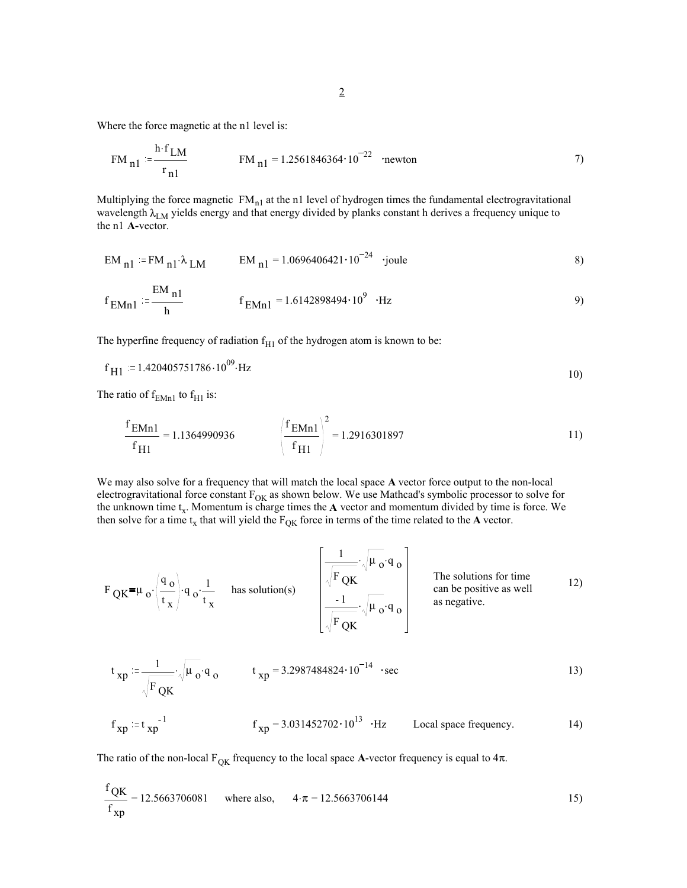Where the force magnetic at the n1 level is:

$$FM_{n1} := \frac{h \cdot f_{LM}}{r_{n1}} \qquad FM_{n1} = 1.2561846364 \cdot 10^{-22} \cdot \text{newton} \qquad 7)$$

Multiplying the force magnetic $FM_{n1}$ at the n1 level of hydrogen times the fundamental electrogravitational wavelength $\lambda_{LM}$ yields energy and that energy divided by planks constant h derives a frequency unique to the n1 **A**-vector.

$$EM_{n1} := FM_{n1} \cdot \lambda_{LM} \qquad EM_{n1} = 1.0696406421 \cdot 10^{-24} \cdot \text{joule} \qquad 8)$$

$$f_{EMn1} := \frac{EM_{n1}}{h} \qquad f_{EMn1} = 1.6142898494 \cdot 10^{9} \cdot \text{Hz} \qquad 9)$$

The hyperfine frequency of radiation $f_{H1}$ of the hydrogen atom is known to be:

$$f_{H1} := 1.420405751786 \cdot 10^{09} \cdot \text{Hz} \qquad 10)$$

The ratio of $f_{EMn1}$ to $f_{H1}$ is:

$$\frac{f_{EMn1}}{f_{H1}} = 1.1364990936 \qquad \left(\frac{f_{EMn1}}{f_{H1}}\right)^2 = 1.2916301897 \qquad 11)$$

We may also solve for a frequency that will match the local space **A** vector force output to the non-local electrogravitational force constant $F_{QK}$ as shown below. We use Mathcad's symbolic processor to solve for the unknown time $t_x$. Momentum is charge times the **A** vector and momentum divided by time is force. We then solve for a time $t_x$ that will yield the $F_{QK}$ force in terms of the time related to the **A** vector.

$$F_{QK} = \mu_o \cdot \left(\frac{q_o}{t_x}\right) \cdot q_o \cdot \frac{1}{t_x} \quad \text{has solution(s)} \quad \begin{bmatrix} \frac{1}{\sqrt{F_{QK}}} \cdot \sqrt{\mu_o} \cdot q_o \\ \frac{-1}{\sqrt{F_{QK}}} \cdot \sqrt{\mu_o} \cdot q_o \end{bmatrix} \qquad 12)$$

The solutions for time can be positive as well as negative.

$$t_{xp} := \frac{1}{\sqrt{F_{QK}}} \cdot \sqrt{\mu_o} \cdot q_o \qquad t_{xp} = 3.2987484824 \cdot 10^{-14} \cdot \text{sec} \qquad 13)$$

$$f_{xp} := t_{xp}^{-1} \qquad f_{xp} = 3.031452702 \cdot 10^{13} \cdot \text{Hz} \qquad \text{Local space frequency.} \qquad 14)$$

The ratio of the non-local $F_{QK}$ frequency to the local space **A**-vector frequency is equal to $4\pi$.

$$\frac{f_{QK}}{f_{xp}} = 12.5663706081 \qquad \text{where also,} \qquad 4 \cdot \pi = 12.5663706144 \qquad 15)$$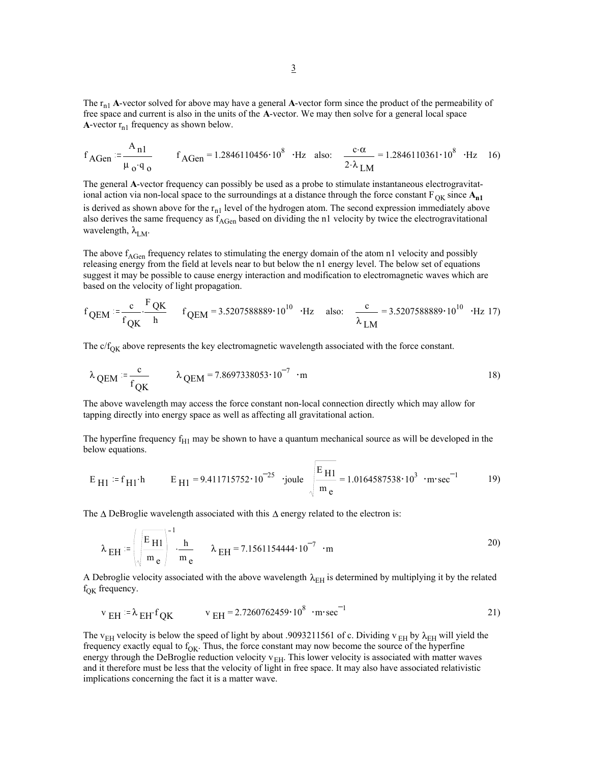The $r_{n1}$ **A**-vector solved for above may have a general **A**-vector form since the product of the permeability of free space and current is also in the units of the **A**-vector. We may then solve for a general local space **A**-vector $r_{n1}$ frequency as shown below.

$$f_{AGen} := \frac{A_{n1}}{\mu_o \cdot q_o} \qquad f_{AGen} = 1.2846110456 \cdot 10^{8} \cdot \text{Hz} \quad \text{also:} \quad \frac{c \cdot \alpha}{2 \cdot \lambda_{LM}} = 1.2846110361 \cdot 10^{8} \cdot \text{Hz} \qquad 16)$$

The general **A**-vector frequency can possibly be used as a probe to stimulate instantaneous electrogravitational action via non-local space to the surroundings at a distance through the force constant $F_{QK}$ since $\mathbf{A_{n1}}$ is derived as shown above for the $r_{n1}$ level of the hydrogen atom. The second expression immediately above also derives the same frequency as $f_{AGen}$ based on dividing the n1 velocity by twice the electrogravitational wavelength, $\lambda_{LM}$.

The above $f_{AGen}$ frequency relates to stimulating the energy domain of the atom n1 velocity and possibly releasing energy from the field at levels near to but below the n1 energy level. The below set of equations suggest it may be possible to cause energy interaction and modification to electromagnetic waves which are based on the velocity of light propagation.

$$f_{QEM} := \frac{c}{f_{QK}} \cdot \frac{F_{QK}}{h} \qquad f_{QEM} = 3.5207588889 \cdot 10^{10} \cdot \text{Hz} \quad \text{also:} \quad \frac{c}{\lambda_{LM}} = 3.5207588889 \cdot 10^{10} \cdot \text{Hz} \qquad 17)$$

The $c/f_{QK}$ above represents the key electromagnetic wavelength associated with the force constant.

$$\lambda_{QEM} := \frac{c}{f_{QK}} \qquad \lambda_{QEM} = 7.8697338053 \cdot 10^{-7} \cdot \text{m} \qquad 18)$$

The above wavelength may access the force constant non-local connection directly which may allow for tapping directly into energy space as well as affecting all gravitational action.

The hyperfine frequency $f_{H1}$ may be shown to have a quantum mechanical source as will be developed in the below equations.

$$E_{H1} := f_{H1} \cdot h \qquad E_{H1} = 9.411715752 \cdot 10^{-25} \cdot \text{joule} \qquad \sqrt{\frac{E_{H1}}{m_e}} = 1.0164587538 \cdot 10^{3} \cdot \text{m} \cdot \text{sec}^{-1} \qquad 19)$$

The $\Delta$ DeBroglie wavelength associated with this $\Delta$ energy related to the electron is:

$$\lambda_{EH} := \left( \sqrt{\frac{E_{H1}}{m_e}} \right)^{-1} \cdot \frac{h}{m_e} \qquad \lambda_{EH} = 7.1561154444 \cdot 10^{-7} \cdot \text{m} \qquad 20)$$

A Debroglie velocity associated with the above wavelength $\lambda_{EH}$ is determined by multiplying it by the related $f_{QK}$ frequency.

$$v_{EH} := \lambda_{EH} \cdot f_{QK} \qquad v_{EH} = 2.7260762459 \cdot 10^{8} \cdot \text{m} \cdot \text{sec}^{-1} \qquad 21)$$

The $v_{EH}$ velocity is below the speed of light by about .9093211561 of c. Dividing $v_{EH}$ by $\lambda_{EH}$ will yield the frequency exactly equal to $f_{QK}$. Thus, the force constant may now become the source of the hyperfine energy through the DeBroglie reduction velocity $v_{EH}$. This lower velocity is associated with matter waves and it therefore must be less that the velocity of light in free space. It may also have associated relativistic implications concerning the fact it is a matter wave.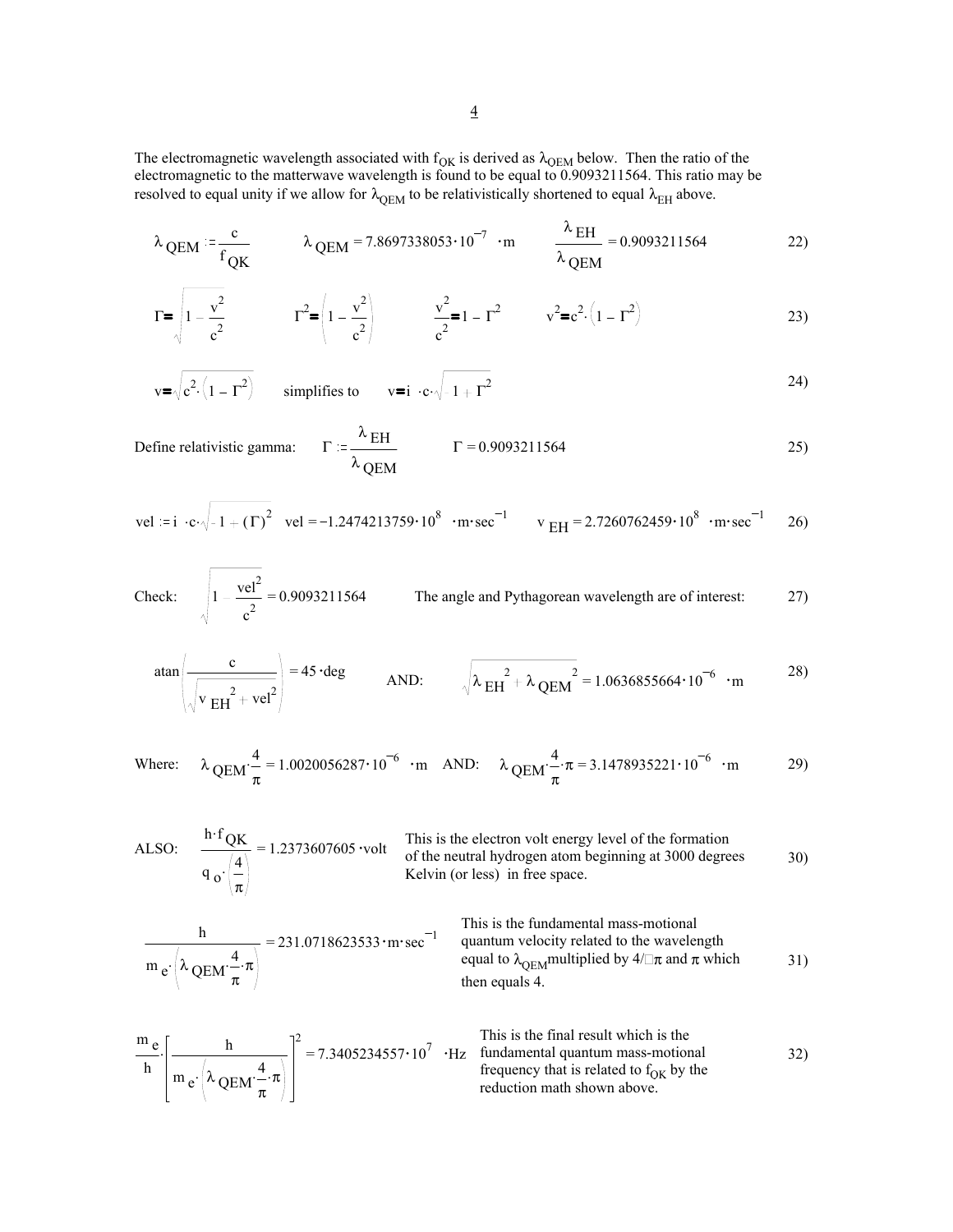The electromagnetic wavelength associated with $f_{QK}$ is derived as $\lambda_{QEM}$ below. Then the ratio of the electromagnetic to the matterwave wavelength is found to be equal to 0.9093211564. This ratio may be resolved to equal unity if we allow for $\lambda_{QEM}$ to be relativistically shortened to equal $\lambda_{EH}$ above.

$$\lambda_{QEM} := \frac{c}{f_{QK}} \qquad \lambda_{QEM} = 7.8697338053 \cdot 10^{-7} \cdot m \qquad \frac{\lambda_{EH}}{\lambda_{QEM}} = 0.9093211564 \qquad 22)$$

$$\Gamma = \sqrt{1 - \frac{v^2}{c^2}} \qquad \Gamma^2 = \left(1 - \frac{v^2}{c^2}\right) \qquad \frac{v^2}{c^2} = 1 - \Gamma^2 \qquad v^2 = c^2 \cdot \left(1 - \Gamma^2\right) \qquad 23)$$

$$v = \sqrt{c^2 \cdot \left(1 - \Gamma^2\right)} \qquad \text{simplifies to} \qquad v = i \cdot c \cdot \sqrt{-1 + \Gamma^2} \qquad 24)$$

Define relativistic gamma:

$$\Gamma := \frac{\lambda_{EH}}{\lambda_{QEM}} \qquad \Gamma = 0.9093211564 \qquad 25)$$

$$vel := i \cdot c \cdot \sqrt{-1 + (\Gamma)^2} \qquad vel = -1.2474213759 \cdot 10^{8} \cdot m \cdot sec^{-1} \qquad v_{EH} = 2.7260762459 \cdot 10^{8} \cdot m \cdot sec^{-1} \qquad 26)$$

Check:

$$\sqrt{1 - \frac{vel^2}{c^2}} = 0.9093211564 \qquad 27)$$

The angle and Pythagorean wavelength are of interest:

$$\operatorname{atan}\left(\frac{c}{\sqrt{v_{EH}^{\,2} + vel^2}}\right) = 45 \cdot deg \qquad \text{AND:} \qquad \sqrt{\lambda_{EH}^{\,2} + \lambda_{QEM}^{\,2}} = 1.0636855664 \cdot 10^{-6} \cdot m \qquad 28)$$

Where:

$$\lambda_{QEM} \cdot \frac{4}{\pi} = 1.0020056287 \cdot 10^{-6} \cdot m \qquad \text{AND:} \qquad \lambda_{QEM} \cdot \frac{4}{\pi} \cdot \pi = 3.1478935221 \cdot 10^{-6} \cdot m \qquad 29)$$

ALSO:

$$\frac{h \cdot f_{QK}}{q_o \cdot \left(\frac{4}{\pi}\right)} = 1.2373607605 \cdot volt \qquad 30)$$

This is the electron volt energy level of the formation of the neutral hydrogen atom beginning at 3000 degrees Kelvin (or less) in free space.

$$\frac{h}{m_e \cdot \left(\lambda_{QEM} \cdot \frac{4}{\pi} \cdot \pi\right)} = 231.0718623533 \cdot m \cdot sec^{-1} \qquad 31)$$

This is the fundamental mass-motional quantum velocity related to the wavelength equal to $\lambda_{QEM}$ multiplied by $4/\pi$ and $\pi$ which then equals 4.

$$\frac{m_e}{h} \cdot \left[\frac{h}{m_e \cdot \left(\lambda_{QEM} \cdot \frac{4}{\pi} \cdot \pi\right)}\right]^2 = 7.3405234557 \cdot 10^{7} \cdot Hz \qquad 32)$$

This is the final result which is the fundamental quantum mass-motional frequency that is related to $f_{QK}$ by the reduction math shown above.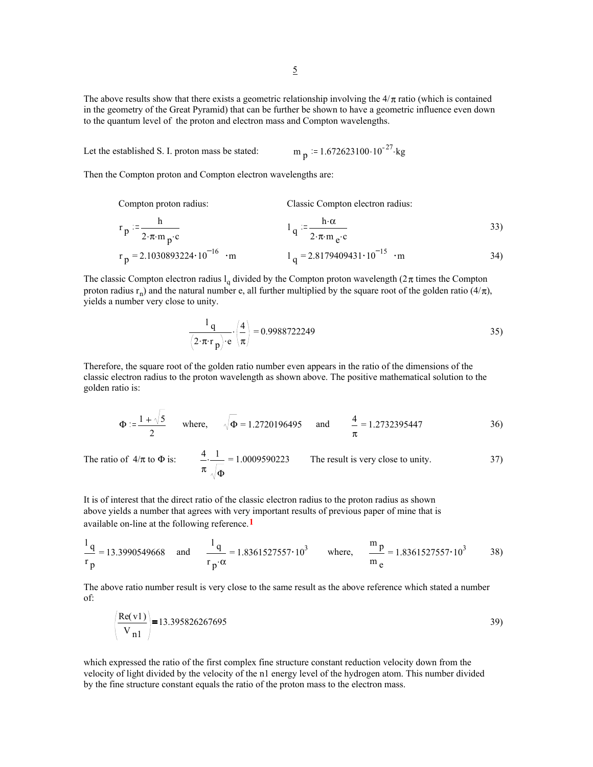The above results show that there exists a geometric relationship involving the $4/\pi$ ratio (which is contained in the geometry of the Great Pyramid) that can be further be shown to have a geometric influence even down to the quantum level of the proton and electron mass and Compton wavelengths.

Let the established S. I. proton mass be stated: $m_p := 1.672623100 \cdot 10^{-27} \cdot kg$

Then the Compton proton and Compton electron wavelengths are:

Compton proton radius: Classic Compton electron radius:

$$r_p := \frac{h}{2 \cdot \pi \cdot m_p \cdot c} \qquad l_q := \frac{h \cdot \alpha}{2 \cdot \pi \cdot m_e \cdot c} \qquad 33)$$

$$r_p = 2.1030893224 \cdot 10^{-16} \cdot m \qquad l_q = 2.8179409431 \cdot 10^{-15} \cdot m \qquad 34)$$

The classic Compton electron radius $l_q$ divided by the Compton proton wavelength ($2\pi$ times the Compton proton radius $r_n$) and the natural number e, all further multiplied by the square root of the golden ratio ($4/\pi$), yields a number very close to unity.

$$\frac{l_q}{(2 \cdot \pi \cdot r_p) \cdot e} \cdot \left(\frac{4}{\pi}\right) = 0.9988722249 \qquad 35)$$

Therefore, the square root of the golden ratio number even appears in the ratio of the dimensions of the classic electron radius to the proton wavelength as shown above. The positive mathematical solution to the golden ratio is:

$$\Phi := \frac{1+\sqrt{5}}{2} \quad \text{where,} \quad \sqrt{\Phi} = 1.2720196495 \quad \text{and} \quad \frac{4}{\pi} = 1.2732395447 \qquad 36)$$

The ratio of $4/\pi$ to $\Phi$ is: $\frac{4}{\pi} \cdot \frac{1}{\sqrt{\Phi}} = 1.0009590223$ The result is very close to unity. 37)

It is of interest that the direct ratio of the classic electron radius to the proton radius as shown above yields a number that agrees with very important results of previous paper of mine that is available on-line at the following reference.[1]

$$\frac{l_q}{r_p} = 13.3990549668 \quad \text{and} \quad \frac{l_q}{r_p \cdot \alpha} = 1.8361527557 \cdot 10^3 \quad \text{where,} \quad \frac{m_p}{m_e} = 1.8361527557 \cdot 10^3 \qquad 38)$$

The above ratio number result is very close to the same result as the above reference which stated a number of:

$$\left(\frac{Re(v1)}{V_{n1}}\right) = 13.395826267695 \qquad 39)$$

which expressed the ratio of the first complex fine structure constant reduction velocity down from the velocity of light divided by the velocity of the n1 energy level of the hydrogen atom. This number divided by the fine structure constant equals the ratio of the proton mass to the electron mass.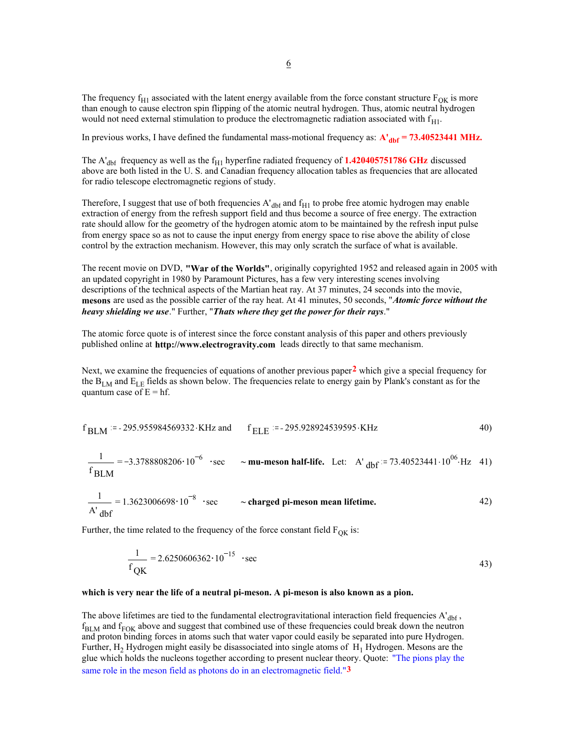The frequency $f_{H1}$ associated with the latent energy available from the force constant structure $F_{QK}$ is more than enough to cause electron spin flipping of the atomic neutral hydrogen. Thus, atomic neutral hydrogen would not need external stimulation to produce the electromagnetic radiation associated with $f_{H1}$.

In previous works, I have defined the fundamental mass-motional frequency as: **$A'_{dbf}$ = 73.40523441 MHz.**

The $A'_{dbf}$ frequency as well as the $f_{H1}$ hyperfine radiated frequency of **1.420405751786 GHz** discussed above are both listed in the U. S. and Canadian frequency allocation tables as frequencies that are allocated for radio telescope electromagnetic regions of study.

Therefore, I suggest that use of both frequencies $A'_{dbf}$ and $f_{H1}$ to probe free atomic hydrogen may enable extraction of energy from the refresh support field and thus become a source of free energy. The extraction rate should allow for the geometry of the hydrogen atomic atom to be maintained by the refresh input pulse from energy space so as not to cause the input energy from energy space to rise above the ability of close control by the extraction mechanism. However, this may only scratch the surface of what is available.

The recent movie on DVD, **"War of the Worlds"**, originally copyrighted 1952 and released again in 2005 with an updated copyright in 1980 by Paramount Pictures, has a few very interesting scenes involving descriptions of the technical aspects of the Martian heat ray. At 37 minutes, 24 seconds into the movie, **mesons** are used as the possible carrier of the ray heat. At 41 minutes, 50 seconds, "***Atomic force without the heavy shielding we use***." Further, "***Thats where they get the power for their rays***."

The atomic force quote is of interest since the force constant analysis of this paper and others previously published online at **http://www.electrogravity.com** leads directly to that same mechanism.

Next, we examine the frequencies of equations of another previous paper[2] which give a special frequency for the $B_{LM}$ and $E_{LE}$ fields as shown below. The frequencies relate to energy gain by Plank's constant as for the quantum case of E = hf.

$$f_{BLM} := -295.955984569332 \cdot KHz \text{ and } \qquad f_{ELE} := -295.928924539595 \cdot KHz \tag{40}$$

$$\frac{1}{f_{BLM}} = -3.3788808206 \cdot 10^{-6} \cdot sec \qquad \sim \textbf{mu-meson half-life.} \quad \text{Let:} \quad A'_{dbf} := 73.40523441 \cdot 10^{06} \cdot Hz \tag{41}$$

$$\frac{1}{A'_{dbf}} = 1.3623006698 \cdot 10^{-8} \cdot sec \qquad \sim \textbf{charged pi-meson mean lifetime.} \tag{42}$$

Further, the time related to the frequency of the force constant field $F_{QK}$ is:

$$\frac{1}{f_{QK}} = 2.6250606362 \cdot 10^{-15} \cdot sec \tag{43}$$

**which is very near the life of a neutral pi-meson. A pi-meson is also known as a pion.**

The above lifetimes are tied to the fundamental electrogravitational interaction field frequencies $A'_{dbf}$, $f_{BLM}$ and $f_{FQK}$ above and suggest that combined use of these frequencies could break down the neutron and proton binding forces in atoms such that water vapor could easily be separated into pure Hydrogen. Further, $H_2$ Hydrogen might easily be disassociated into single atoms of $H_1$ Hydrogen. Mesons are the glue which holds the nucleons together according to present nuclear theory. Quote: "The pions play the same role in the meson field as photons do in an electromagnetic field."[3]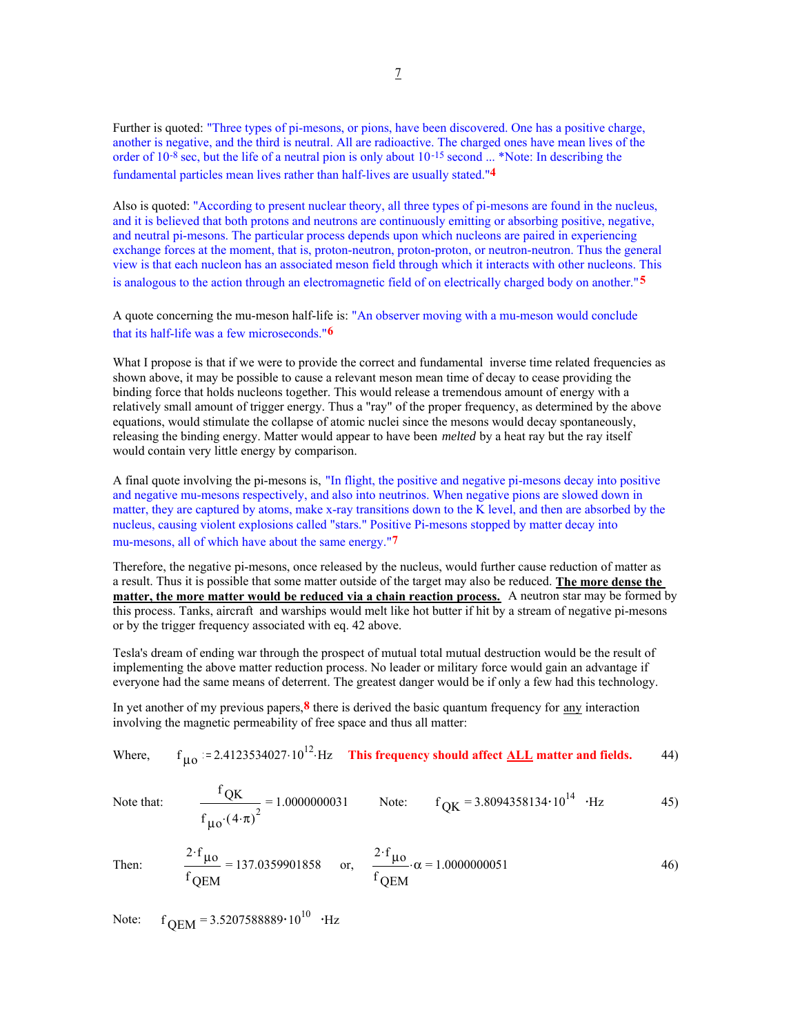Further is quoted: "Three types of pi-mesons, or pions, have been discovered. One has a positive charge, another is negative, and the third is neutral. All are radioactive. The charged ones have mean lives of the order of $10^{-8}$ sec, but the life of a neutral pion is only about $10^{-15}$ second ... *Note: In describing the fundamental particles mean lives rather than half-lives are usually stated."[4]

Also is quoted: "According to present nuclear theory, all three types of pi-mesons are found in the nucleus, and it is believed that both protons and neutrons are continuously emitting or absorbing positive, negative, and neutral pi-mesons. The particular process depends upon which nucleons are paired in experiencing exchange forces at the moment, that is, proton-neutron, proton-proton, or neutron-neutron. Thus the general view is that each nucleon has an associated meson field through which it interacts with other nucleons. This is analogous to the action through an electromagnetic field of on electrically charged body on another."[5]

A quote concerning the mu-meson half-life is: "An observer moving with a mu-meson would conclude that its half-life was a few microseconds."[6]

What I propose is that if we were to provide the correct and fundamental inverse time related frequencies as shown above, it may be possible to cause a relevant meson mean time of decay to cease providing the binding force that holds nucleons together. This would release a tremendous amount of energy with a relatively small amount of trigger energy. Thus a "ray" of the proper frequency, as determined by the above equations, would stimulate the collapse of atomic nuclei since the mesons would decay spontaneously, releasing the binding energy. Matter would appear to have been *melted* by a heat ray but the ray itself would contain very little energy by comparison.

A final quote involving the pi-mesons is, "In flight, the positive and negative pi-mesons decay into positive and negative mu-mesons respectively, and also into neutrinos. When negative pions are slowed down in matter, they are captured by atoms, make x-ray transitions down to the K level, and then are absorbed by the nucleus, causing violent explosions called "stars." Positive Pi-mesons stopped by matter decay into mu-mesons, all of which have about the same energy."[7]

Therefore, the negative pi-mesons, once released by the nucleus, would further cause reduction of matter as a result. Thus it is possible that some matter outside of the target may also be reduced. **The more dense the matter, the more matter would be reduced via a chain reaction process.** A neutron star may be formed by this process. Tanks, aircraft and warships would melt like hot butter if hit by a stream of negative pi-mesons or by the trigger frequency associated with eq. 42 above.

Tesla's dream of ending war through the prospect of mutual total mutual destruction would be the result of implementing the above matter reduction process. No leader or military force would gain an advantage if everyone had the same means of deterrent. The greatest danger would be if only a few had this technology.

In yet another of my previous papers,[8] there is derived the basic quantum frequency for any interaction involving the magnetic permeability of free space and thus all matter:

Where, $$f_{\mu o} := 2.4123534027\cdot 10^{12}\cdot \text{Hz} \qquad \textbf{This frequency should affect ALL matter and fields.} \qquad 44)$$

Note that: $$\frac{f_{QK}}{f_{\mu o}\cdot(4\cdot\pi)^2} = 1.0000000031 \qquad \text{Note:} \quad f_{QK} = 3.8094358134\cdot 10^{14}\cdot\text{Hz} \qquad 45)$$

Then: $$\frac{2\cdot f_{\mu o}}{f_{QEM}} = 137.0359901858 \quad \text{or,} \quad \frac{2\cdot f_{\mu o}}{f_{QEM}}\cdot\alpha = 1.0000000051 \qquad 46)$$

Note: $f_{QEM} = 3.5207588889\cdot 10^{10}\cdot\text{Hz}$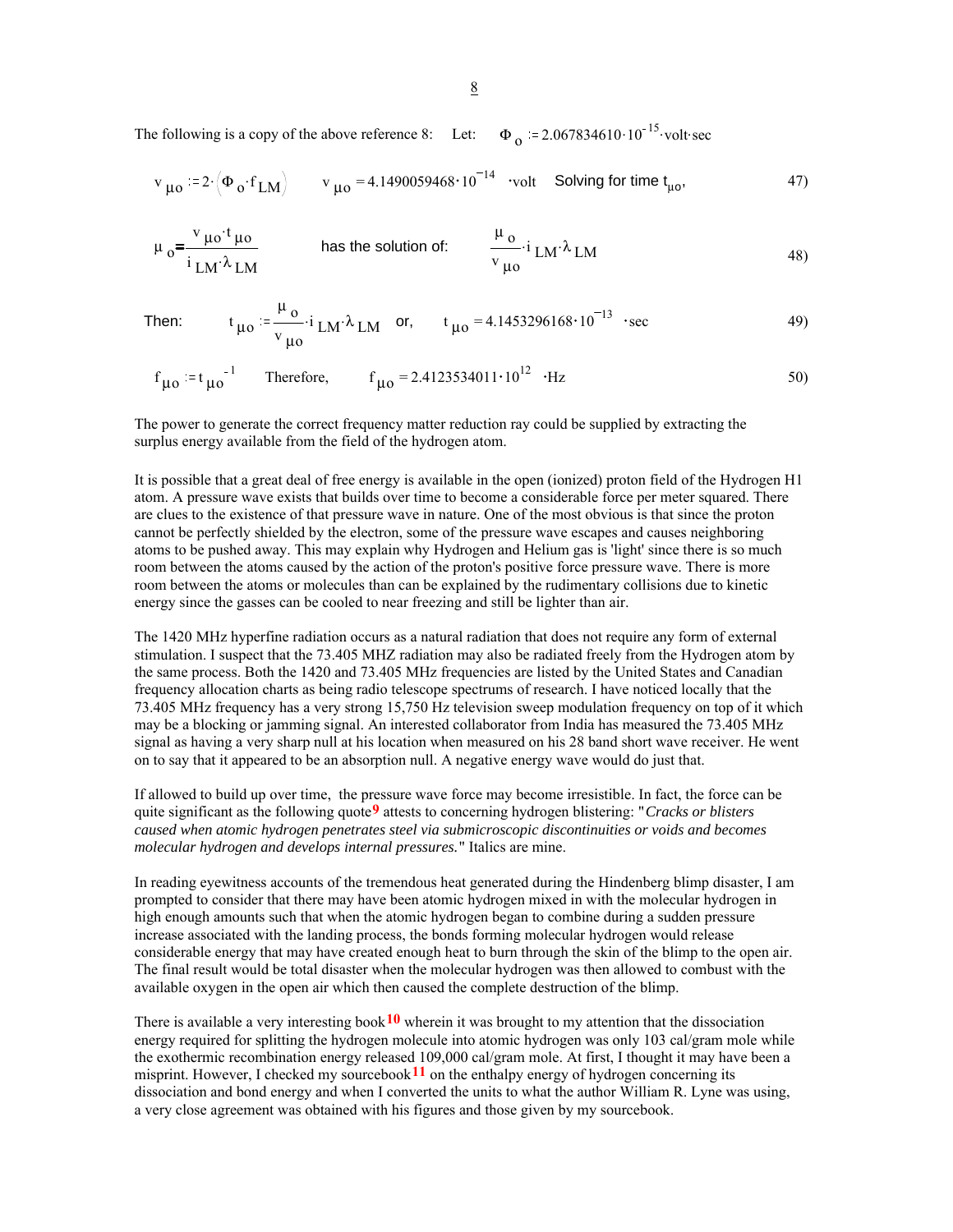The following is a copy of the above reference 8: Let: $\Phi_o := 2.067834610 \cdot 10^{-15} \cdot \text{volt} \cdot \text{sec}$

$$v_{\mu o} := 2 \cdot (\Phi_o \cdot f_{LM}) \qquad v_{\mu o} = 4.1490059468 \cdot 10^{-14} \cdot \text{volt} \quad \text{Solving for time } t_{\mu o}, \tag{47}$$

$$\mu_o = \frac{v_{\mu o} \cdot t_{\mu o}}{i_{LM} \cdot \lambda_{LM}} \qquad \text{has the solution of:} \qquad \frac{\mu_o}{v_{\mu o}} \cdot i_{LM} \cdot \lambda_{LM} \tag{48}$$

$$\text{Then:} \qquad t_{\mu o} := \frac{\mu_o}{v_{\mu o}} \cdot i_{LM} \cdot \lambda_{LM} \quad \text{or,} \qquad t_{\mu o} = 4.1453296168 \cdot 10^{-13} \cdot \text{sec} \tag{49}$$

$$f_{\mu o} := t_{\mu o}^{-1} \qquad \text{Therefore,} \qquad f_{\mu o} = 2.4123534011 \cdot 10^{12} \cdot \text{Hz} \tag{50}$$

The power to generate the correct frequency matter reduction ray could be supplied by extracting the surplus energy available from the field of the hydrogen atom.

It is possible that a great deal of free energy is available in the open (ionized) proton field of the Hydrogen H1 atom. A pressure wave exists that builds over time to become a considerable force per meter squared. There are clues to the existence of that pressure wave in nature. One of the most obvious is that since the proton cannot be perfectly shielded by the electron, some of the pressure wave escapes and causes neighboring atoms to be pushed away. This may explain why Hydrogen and Helium gas is 'light' since there is so much room between the atoms caused by the action of the proton's positive force pressure wave. There is more room between the atoms or molecules than can be explained by the rudimentary collisions due to kinetic energy since the gasses can be cooled to near freezing and still be lighter than air.

The 1420 MHz hyperfine radiation occurs as a natural radiation that does not require any form of external stimulation. I suspect that the 73.405 MHZ radiation may also be radiated freely from the Hydrogen atom by the same process. Both the 1420 and 73.405 MHz frequencies are listed by the United States and Canadian frequency allocation charts as being radio telescope spectrums of research. I have noticed locally that the 73.405 MHz frequency has a very strong 15,750 Hz television sweep modulation frequency on top of it which may be a blocking or jamming signal. An interested collaborator from India has measured the 73.405 MHz signal as having a very sharp null at his location when measured on his 28 band short wave receiver. He went on to say that it appeared to be an absorption null. A negative energy wave would do just that.

If allowed to build up over time, the pressure wave force may become irresistible. In fact, the force can be quite significant as the following quote[9] attests to concerning hydrogen blistering: "*Cracks or blisters caused when atomic hydrogen penetrates steel via submicroscopic discontinuities or voids and becomes molecular hydrogen and develops internal pressures.*" Italics are mine.

In reading eyewitness accounts of the tremendous heat generated during the Hindenberg blimp disaster, I am prompted to consider that there may have been atomic hydrogen mixed in with the molecular hydrogen in high enough amounts such that when the atomic hydrogen began to combine during a sudden pressure increase associated with the landing process, the bonds forming molecular hydrogen would release considerable energy that may have created enough heat to burn through the skin of the blimp to the open air. The final result would be total disaster when the molecular hydrogen was then allowed to combust with the available oxygen in the open air which then caused the complete destruction of the blimp.

There is available a very interesting book[10] wherein it was brought to my attention that the dissociation energy required for splitting the hydrogen molecule into atomic hydrogen was only 103 cal/gram mole while the exothermic recombination energy released 109,000 cal/gram mole. At first, I thought it may have been a misprint. However, I checked my sourcebook[11] on the enthalpy energy of hydrogen concerning its dissociation and bond energy and when I converted the units to what the author William R. Lyne was using, a very close agreement was obtained with his figures and those given by my sourcebook.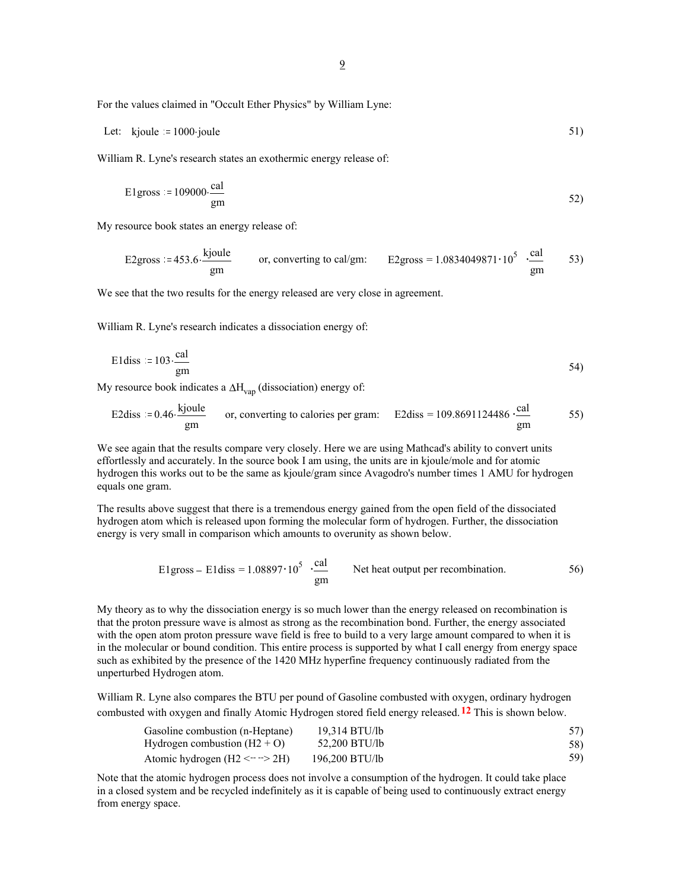For the values claimed in "Occult Ether Physics" by William Lyne:

Let: $kjoule := 1000 \cdot joule$ (51)

William R. Lyne's research states an exothermic energy release of:

$$E1gross := 109000 \cdot \frac{cal}{gm} \tag{52}$$

My resource book states an energy release of:

$$E2gross := 453.6 \cdot \frac{kjoule}{gm} \quad \text{or, converting to cal/gm:} \quad E2gross = 1.0834049871 \cdot 10^{5} \cdot \frac{cal}{gm} \tag{53}$$

We see that the two results for the energy released are very close in agreement.

William R. Lyne's research indicates a dissociation energy of:

$$E1diss := 103 \cdot \frac{cal}{gm} \tag{54}$$

My resource book indicates a $\Delta H_{vap}$ (dissociation) energy of:

$$E2diss := 0.46 \cdot \frac{kjoule}{gm} \quad \text{or, converting to calories per gram:} \quad E2diss = 109.8691124486 \cdot \frac{cal}{gm} \tag{55}$$

We see again that the results compare very closely. Here we are using Mathcad's ability to convert units effortlessly and accurately. In the source book I am using, the units are in kjoule/mole and for atomic hydrogen this works out to be the same as kjoule/gram since Avagodro's number times 1 AMU for hydrogen equals one gram.

The results above suggest that there is a tremendous energy gained from the open field of the dissociated hydrogen atom which is released upon forming the molecular form of hydrogen. Further, the dissociation energy is very small in comparison which amounts to overunity as shown below.

$$E1gross - E1diss = 1.08897 \cdot 10^{5} \cdot \frac{cal}{gm} \quad \text{Net heat output per recombination.} \tag{56}$$

My theory as to why the dissociation energy is so much lower than the energy released on recombination is that the proton pressure wave is almost as strong as the recombination bond. Further, the energy associated with the open atom proton pressure wave field is free to build to a very large amount compared to when it is in the molecular or bound condition. This entire process is supported by what I call energy from energy space such as exhibited by the presence of the 1420 MHz hyperfine frequency continuously radiated from the unperturbed Hydrogen atom.

William R. Lyne also compares the BTU per pound of Gasoline combusted with oxygen, ordinary hydrogen combusted with oxygen and finally Atomic Hydrogen stored field energy released.[12] This is shown below.

| | | |
|---|---|---|
| Gasoline combustion (n-Heptane) | 19,314 BTU/lb | 57) |
| Hydrogen combustion ($H_2$ + O) | 52,200 BTU/lb | 58) |
| Atomic hydrogen ($H_2$ <---> 2H) | 196,200 BTU/lb | 59) |

Note that the atomic hydrogen process does not involve a consumption of the hydrogen. It could take place in a closed system and be recycled indefinitely as it is capable of being used to continuously extract energy from energy space.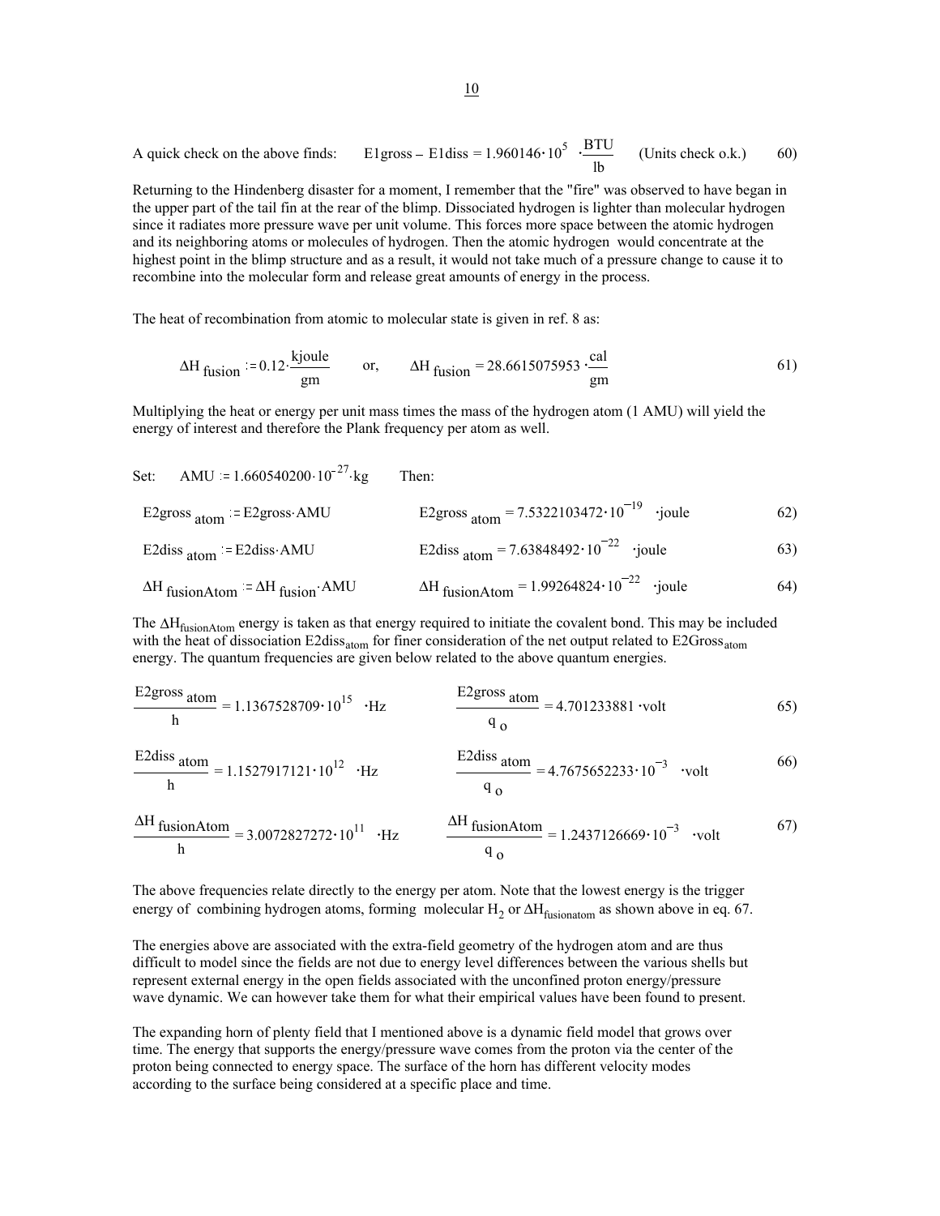A quick check on the above finds: $\quad \text{E1gross} - \text{E1diss} = 1.960146 \cdot 10^{5} \cdot \frac{\text{BTU}}{\text{lb}}$ (Units check o.k.) $\quad$ 60)

Returning to the Hindenberg disaster for a moment, I remember that the "fire" was observed to have began in the upper part of the tail fin at the rear of the blimp. Dissociated hydrogen is lighter than molecular hydrogen since it radiates more pressure wave per unit volume. This forces more space between the atomic hydrogen and its neighboring atoms or molecules of hydrogen. Then the atomic hydrogen would concentrate at the highest point in the blimp structure and as a result, it would not take much of a pressure change to cause it to recombine into the molecular form and release great amounts of energy in the process.

The heat of recombination from atomic to molecular state is given in ref. 8 as:

$$\Delta H_{\text{fusion}} := 0.12 \cdot \frac{\text{kjoule}}{\text{gm}} \qquad \text{or,} \qquad \Delta H_{\text{fusion}} = 28.6615075953 \cdot \frac{\text{cal}}{\text{gm}} \qquad 61)$$

Multiplying the heat or energy per unit mass times the mass of the hydrogen atom (1 AMU) will yield the energy of interest and therefore the Plank frequency per atom as well.

Set: $\quad \text{AMU} := 1.660540200 \cdot 10^{-27} \cdot \text{kg} \qquad$ Then:

$$\text{E2gross}_{\text{atom}} := \text{E2gross} \cdot \text{AMU} \qquad \text{E2gross}_{\text{atom}} = 7.5322103472 \cdot 10^{-19} \cdot \text{joule} \qquad 62)$$

$$\text{E2diss}_{\text{atom}} := \text{E2diss} \cdot \text{AMU} \qquad \text{E2diss}_{\text{atom}} = 7.63848492 \cdot 10^{-22} \cdot \text{joule} \qquad 63)$$

$$\Delta H_{\text{fusionAtom}} := \Delta H_{\text{fusion}} \cdot \text{AMU} \qquad \Delta H_{\text{fusionAtom}} = 1.99264824 \cdot 10^{-22} \cdot \text{joule} \qquad 64)$$

The $\Delta H_{\text{fusionAtom}}$ energy is taken as that energy required to initiate the covalent bond. This may be included with the heat of dissociation $\text{E2diss}_{\text{atom}}$ for finer consideration of the net output related to $\text{E2Gross}_{\text{atom}}$ energy. The quantum frequencies are given below related to the above quantum energies.

$$\frac{\text{E2gross}_{\text{atom}}}{h} = 1.1367528709 \cdot 10^{15} \cdot \text{Hz} \qquad \frac{\text{E2gross}_{\text{atom}}}{q_o} = 4.701233881 \cdot \text{volt} \qquad 65)$$

$$\frac{\text{E2diss}_{\text{atom}}}{h} = 1.1527917121 \cdot 10^{12} \cdot \text{Hz} \qquad \frac{\text{E2diss}_{\text{atom}}}{q_o} = 4.7675652233 \cdot 10^{-3} \cdot \text{volt} \qquad 66)$$

$$\frac{\Delta H_{\text{fusionAtom}}}{h} = 3.0072827272 \cdot 10^{11} \cdot \text{Hz} \qquad \frac{\Delta H_{\text{fusionAtom}}}{q_o} = 1.2437126669 \cdot 10^{-3} \cdot \text{volt} \qquad 67)$$

The above frequencies relate directly to the energy per atom. Note that the lowest energy is the trigger energy of combining hydrogen atoms, forming molecular $H_2$ or $\Delta H_{\text{fusionatom}}$ as shown above in eq. 67.

The energies above are associated with the extra-field geometry of the hydrogen atom and are thus difficult to model since the fields are not due to energy level differences between the various shells but represent external energy in the open fields associated with the unconfined proton energy/pressure wave dynamic. We can however take them for what their empirical values have been found to present.

The expanding horn of plenty field that I mentioned above is a dynamic field model that grows over time. The energy that supports the energy/pressure wave comes from the proton via the center of the proton being connected to energy space. The surface of the horn has different velocity modes according to the surface being considered at a specific place and time.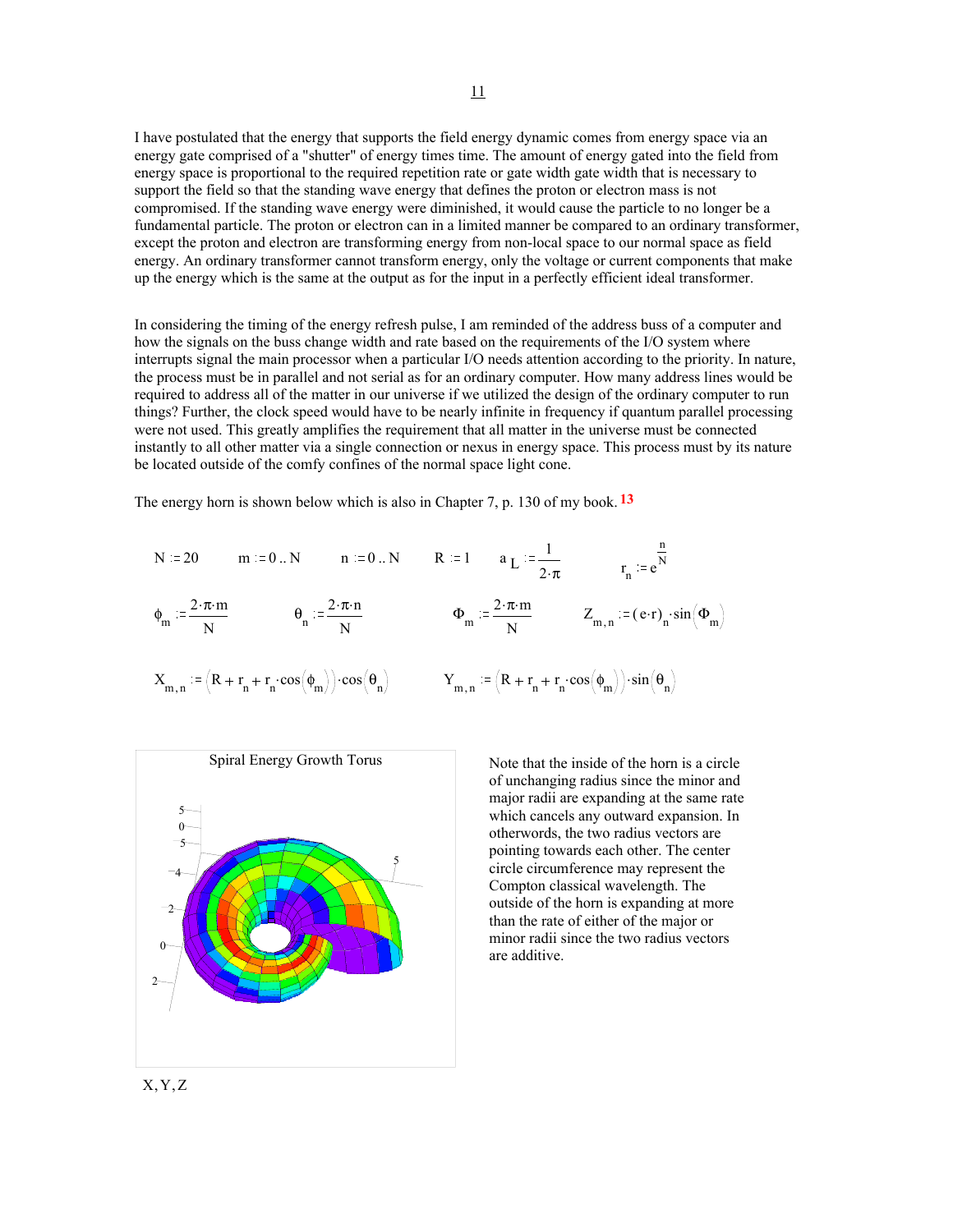I have postulated that the energy that supports the field energy dynamic comes from energy space via an energy gate comprised of a "shutter" of energy times time. The amount of energy gated into the field from energy space is proportional to the required repetition rate or gate width gate width that is necessary to support the field so that the standing wave energy that defines the proton or electron mass is not compromised. If the standing wave energy were diminished, it would cause the particle to no longer be a fundamental particle. The proton or electron can in a limited manner be compared to an ordinary transformer, except the proton and electron are transforming energy from non-local space to our normal space as field energy. An ordinary transformer cannot transform energy, only the voltage or current components that make up the energy which is the same at the output as for the input in a perfectly efficient ideal transformer.

In considering the timing of the energy refresh pulse, I am reminded of the address buss of a computer and how the signals on the buss change width and rate based on the requirements of the I/O system where interrupts signal the main processor when a particular I/O needs attention according to the priority. In nature, the process must be in parallel and not serial as for an ordinary computer. How many address lines would be required to address all of the matter in our universe if we utilized the design of the ordinary computer to run things? Further, the clock speed would have to be nearly infinite in frequency if quantum parallel processing were not used. This greatly amplifies the requirement that all matter in the universe must be connected instantly to all other matter via a single connection or nexus in energy space. This process must by its nature be located outside of the comfy confines of the normal space light cone.

The energy horn is shown below which is also in Chapter 7, p. 130 of my book.[13]

$N := 20 \qquad m := 0..N \qquad n := 0..N \qquad R := 1 \qquad a_L := \dfrac{1}{2\cdot\pi} \qquad r_n := e^{\frac{n}{N}}$

$\phi_m := \dfrac{2\cdot\pi\cdot m}{N} \qquad \theta_n := \dfrac{2\cdot\pi\cdot n}{N} \qquad \Phi_m := \dfrac{2\cdot\pi\cdot m}{N} \qquad Z_{m,n} := (e\cdot r)_n \cdot \sin(\Phi_m)$

$X_{m,n} := (R + r_n + r_n\cdot\cos(\phi_m))\cdot\cos(\theta_n) \qquad Y_{m,n} := (R + r_n + r_n\cdot\cos(\phi_m))\cdot\sin(\theta_n)$

Spiral Energy Growth Torus

X, Y, Z

Note that the inside of the horn is a circle of unchanging radius since the minor and major radii are expanding at the same rate which cancels any outward expansion. In otherwords, the two radius vectors are pointing towards each other. The center circle circumference may represent the Compton classical wavelength. The outside of the horn is expanding at more than the rate of either of the major or minor radii since the two radius vectors are additive.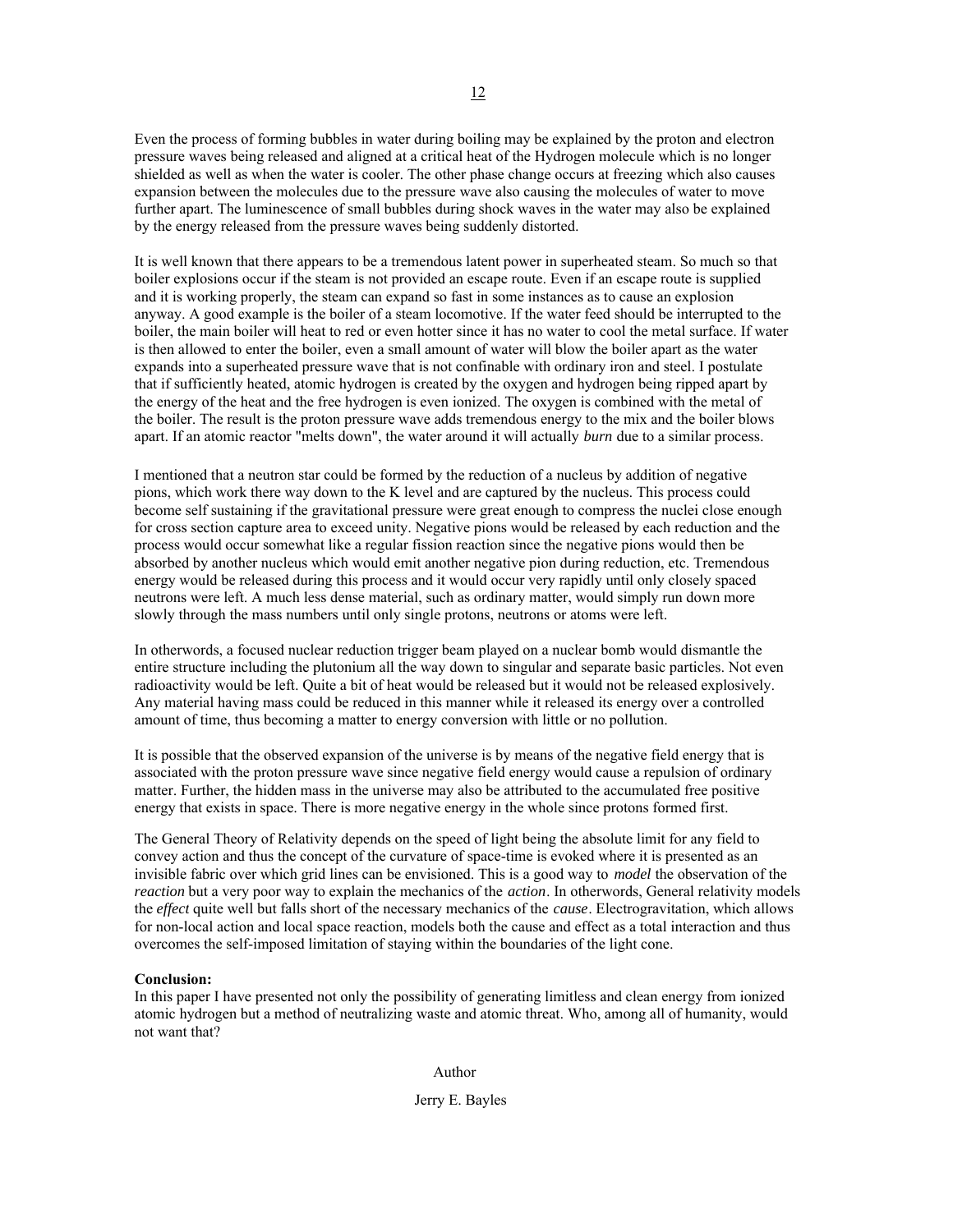Even the process of forming bubbles in water during boiling may be explained by the proton and electron pressure waves being released and aligned at a critical heat of the Hydrogen molecule which is no longer shielded as well as when the water is cooler. The other phase change occurs at freezing which also causes expansion between the molecules due to the pressure wave also causing the molecules of water to move further apart. The luminescence of small bubbles during shock waves in the water may also be explained by the energy released from the pressure waves being suddenly distorted.

It is well known that there appears to be a tremendous latent power in superheated steam. So much so that boiler explosions occur if the steam is not provided an escape route. Even if an escape route is supplied and it is working properly, the steam can expand so fast in some instances as to cause an explosion anyway. A good example is the boiler of a steam locomotive. If the water feed should be interrupted to the boiler, the main boiler will heat to red or even hotter since it has no water to cool the metal surface. If water is then allowed to enter the boiler, even a small amount of water will blow the boiler apart as the water expands into a superheated pressure wave that is not confinable with ordinary iron and steel. I postulate that if sufficiently heated, atomic hydrogen is created by the oxygen and hydrogen being ripped apart by the energy of the heat and the free hydrogen is even ionized. The oxygen is combined with the metal of the boiler. The result is the proton pressure wave adds tremendous energy to the mix and the boiler blows apart. If an atomic reactor "melts down", the water around it will actually *burn* due to a similar process.

I mentioned that a neutron star could be formed by the reduction of a nucleus by addition of negative pions, which work there way down to the K level and are captured by the nucleus. This process could become self sustaining if the gravitational pressure were great enough to compress the nuclei close enough for cross section capture area to exceed unity. Negative pions would be released by each reduction and the process would occur somewhat like a regular fission reaction since the negative pions would then be absorbed by another nucleus which would emit another negative pion during reduction, etc. Tremendous energy would be released during this process and it would occur very rapidly until only closely spaced neutrons were left. A much less dense material, such as ordinary matter, would simply run down more slowly through the mass numbers until only single protons, neutrons or atoms were left.

In otherwords, a focused nuclear reduction trigger beam played on a nuclear bomb would dismantle the entire structure including the plutonium all the way down to singular and separate basic particles. Not even radioactivity would be left. Quite a bit of heat would be released but it would not be released explosively. Any material having mass could be reduced in this manner while it released its energy over a controlled amount of time, thus becoming a matter to energy conversion with little or no pollution.

It is possible that the observed expansion of the universe is by means of the negative field energy that is associated with the proton pressure wave since negative field energy would cause a repulsion of ordinary matter. Further, the hidden mass in the universe may also be attributed to the accumulated free positive energy that exists in space. There is more negative energy in the whole since protons formed first.

The General Theory of Relativity depends on the speed of light being the absolute limit for any field to convey action and thus the concept of the curvature of space-time is evoked where it is presented as an invisible fabric over which grid lines can be envisioned. This is a good way to *model* the observation of the *reaction* but a very poor way to explain the mechanics of the *action*. In otherwords, General relativity models the *effect* quite well but falls short of the necessary mechanics of the *cause*. Electrogravitation, which allows for non-local action and local space reaction, models both the cause and effect as a total interaction and thus overcomes the self-imposed limitation of staying within the boundaries of the light cone.

**Conclusion:**
In this paper I have presented not only the possibility of generating limitless and clean energy from ionized atomic hydrogen but a method of neutralizing waste and atomic threat. Who, among all of humanity, would not want that?

Author

Jerry E. Bayles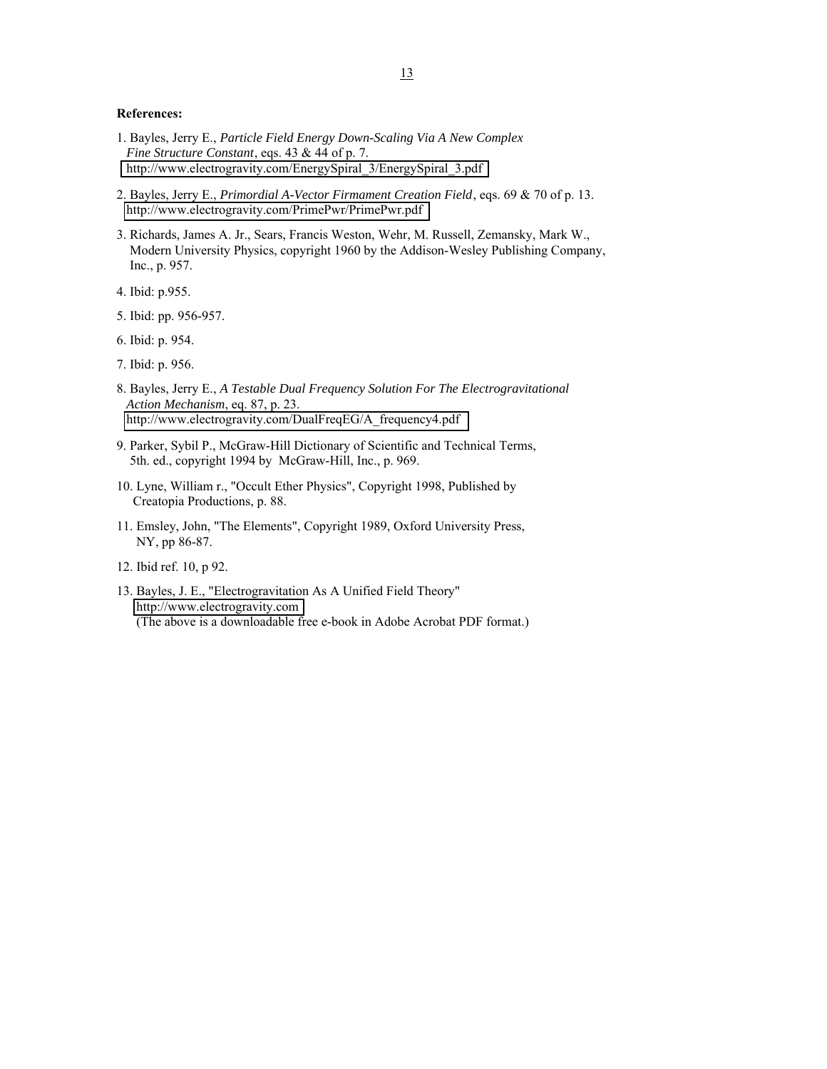**References:**

1. Bayles, Jerry E., *Particle Field Energy Down-Scaling Via A New Complex Fine Structure Constant*, eqs. 43 & 44 of p. 7.
   http://www.electrogravity.com/EnergySpiral_3/EnergySpiral_3.pdf

2. Bayles, Jerry E., *Primordial A-Vector Firmament Creation Field*, eqs. 69 & 70 of p. 13.
   http://www.electrogravity.com/PrimePwr/PrimePwr.pdf

3. Richards, James A. Jr., Sears, Francis Weston, Wehr, M. Russell, Zemansky, Mark W., Modern University Physics, copyright 1960 by the Addison-Wesley Publishing Company, Inc., p. 957.

4. Ibid: p.955.

5. Ibid: pp. 956-957.

6. Ibid: p. 954.

7. Ibid: p. 956.

8. Bayles, Jerry E., *A Testable Dual Frequency Solution For The Electrogravitational Action Mechanism*, eq. 87, p. 23.
   http://www.electrogravity.com/DualFreqEG/A_frequency4.pdf

9. Parker, Sybil P., McGraw-Hill Dictionary of Scientific and Technical Terms, 5th. ed., copyright 1994 by McGraw-Hill, Inc., p. 969.

10. Lyne, William r., "Occult Ether Physics", Copyright 1998, Published by Creatopia Productions, p. 88.

11. Emsley, John, "The Elements", Copyright 1989, Oxford University Press, NY, pp 86-87.

12. Ibid ref. 10, p 92.

13. Bayles, J. E., "Electrogravitation As A Unified Field Theory"
    http://www.electrogravity.com
    (The above is a downloadable free e-book in Adobe Acrobat PDF format.)